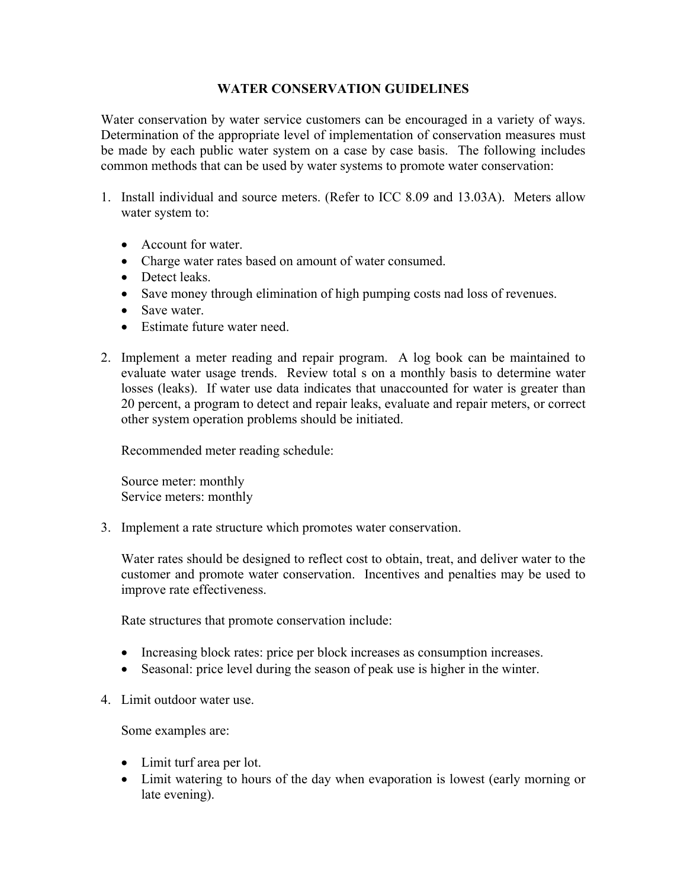# WATER CONSERVATION GUIDELINES

Water conservation by water service customers can be encouraged in a variety of ways. Determination of the appropriate level of implementation of conservation measures must be made by each public water system on a case by case basis. The following includes common methods that can be used by water systems to promote water conservation:

1. Install individual and source meters. (Refer to ICC 8.09 and 13.03A). Meters allow water system to:

   - Account for water.
   - Charge water rates based on amount of water consumed.
   - Detect leaks.
   - Save money through elimination of high pumping costs nad loss of revenues.
   - Save water.
   - Estimate future water need.

2. Implement a meter reading and repair program. A log book can be maintained to evaluate water usage trends. Review total s on a monthly basis to determine water losses (leaks). If water use data indicates that unaccounted for water is greater than 20 percent, a program to detect and repair leaks, evaluate and repair meters, or correct other system operation problems should be initiated.

   Recommended meter reading schedule:

   Source meter: monthly
   Service meters: monthly

3. Implement a rate structure which promotes water conservation.

   Water rates should be designed to reflect cost to obtain, treat, and deliver water to the customer and promote water conservation. Incentives and penalties may be used to improve rate effectiveness.

   Rate structures that promote conservation include:

   - Increasing block rates: price per block increases as consumption increases.
   - Seasonal: price level during the season of peak use is higher in the winter.

4. Limit outdoor water use.

   Some examples are:

   - Limit turf area per lot.
   - Limit watering to hours of the day when evaporation is lowest (early morning or late evening).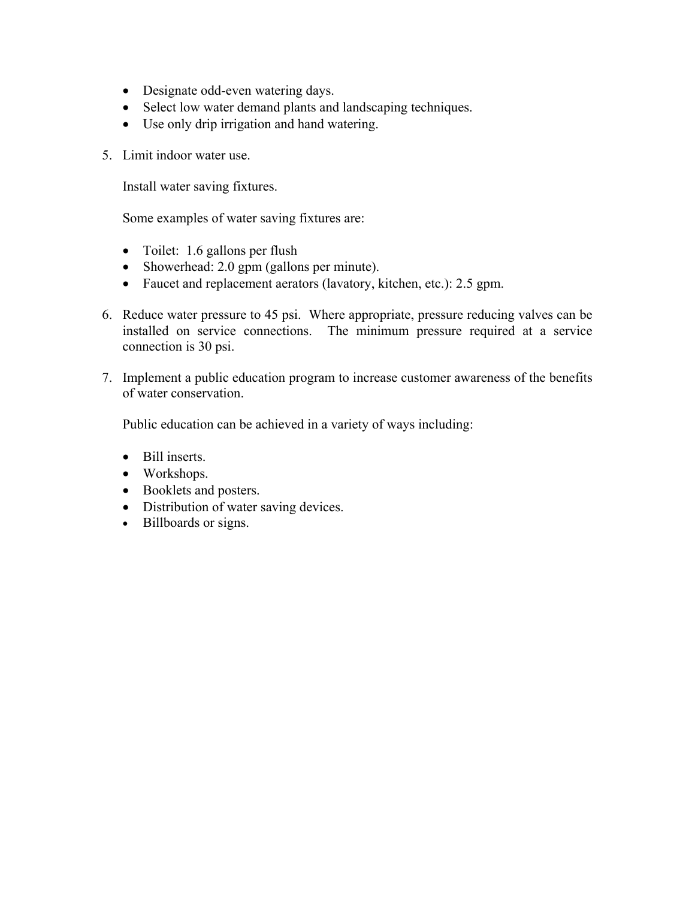- Designate odd-even watering days.
- Select low water demand plants and landscaping techniques.
- Use only drip irrigation and hand watering.

5. Limit indoor water use.

   Install water saving fixtures.

   Some examples of water saving fixtures are:

   - Toilet: 1.6 gallons per flush
   - Showerhead: 2.0 gpm (gallons per minute).
   - Faucet and replacement aerators (lavatory, kitchen, etc.): 2.5 gpm.

6. Reduce water pressure to 45 psi. Where appropriate, pressure reducing valves can be installed on service connections. The minimum pressure required at a service connection is 30 psi.

7. Implement a public education program to increase customer awareness of the benefits of water conservation.

   Public education can be achieved in a variety of ways including:

   - Bill inserts.
   - Workshops.
   - Booklets and posters.
   - Distribution of water saving devices.
   - Billboards or signs.